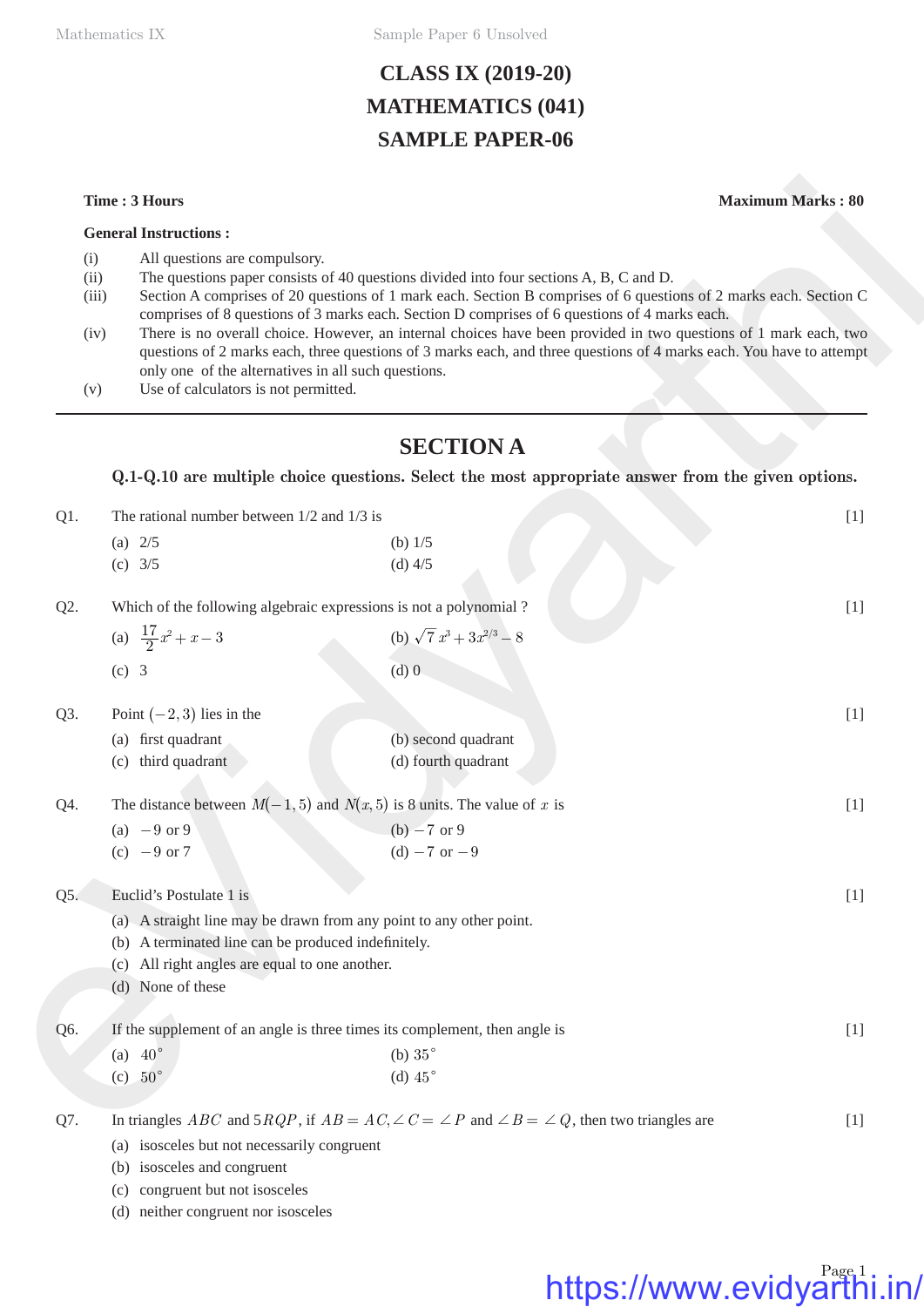# CLASS IX (2019-20)
# MATHEMATICS (041)
# SAMPLE PAPER-06

**Time : 3 Hours** | **Maximum Marks : 80**

**General Instructions :**

(i) All questions are compulsory.

(ii) The questions paper consists of 40 questions divided into four sections A, B, C and D.

(iii) Section A comprises of 20 questions of 1 mark each. Section B comprises of 6 questions of 2 marks each. Section C comprises of 8 questions of 3 marks each. Section D comprises of 6 questions of 4 marks each.

(iv) There is no overall choice. However, an internal choices have been provided in two questions of 1 mark each, two questions of 2 marks each, three questions of 3 marks each, and three questions of 4 marks each. You have to attempt only one of the alternatives in all such questions.

(v) Use of calculators is not permitted.

---

## SECTION A

**Q.1-Q.10 are multiple choice questions. Select the most appropriate answer from the given options.**

Q1. The rational number between 1/2 and 1/3 is [1]

(a) 2/5 (b) 1/5
(c) 3/5 (d) 4/5

Q2. Which of the following algebraic expressions is not a polynomial ? [1]

(a) $\frac{17}{2}x^2 + x - 3$ (b) $\sqrt{7}\,x^3 + 3x^{2/3} - 8$
(c) 3 (d) 0

Q3. Point $(-2, 3)$ lies in the [1]

(a) first quadrant (b) second quadrant
(c) third quadrant (d) fourth quadrant

Q4. The distance between $M(-1, 5)$ and $N(x, 5)$ is 8 units. The value of $x$ is [1]

(a) $-9$ or 9 (b) $-7$ or 9
(c) $-9$ or 7 (d) $-7$ or $-9$

Q5. Euclid's Postulate 1 is [1]

(a) A straight line may be drawn from any point to any other point.
(b) A terminated line can be produced indefinitely.
(c) All right angles are equal to one another.
(d) None of these

Q6. If the supplement of an angle is three times its complement, then angle is [1]

(a) $40^\circ$ (b) $35^\circ$
(c) $50^\circ$ (d) $45^\circ$

Q7. In triangles $ABC$ and $5RQP$, if $AB = AC, \angle C = \angle P$ and $\angle B = \angle Q$, then two triangles are [1]

(a) isosceles but not necessarily congruent
(b) isosceles and congruent
(c) congruent but not isosceles
(d) neither congruent nor isosceles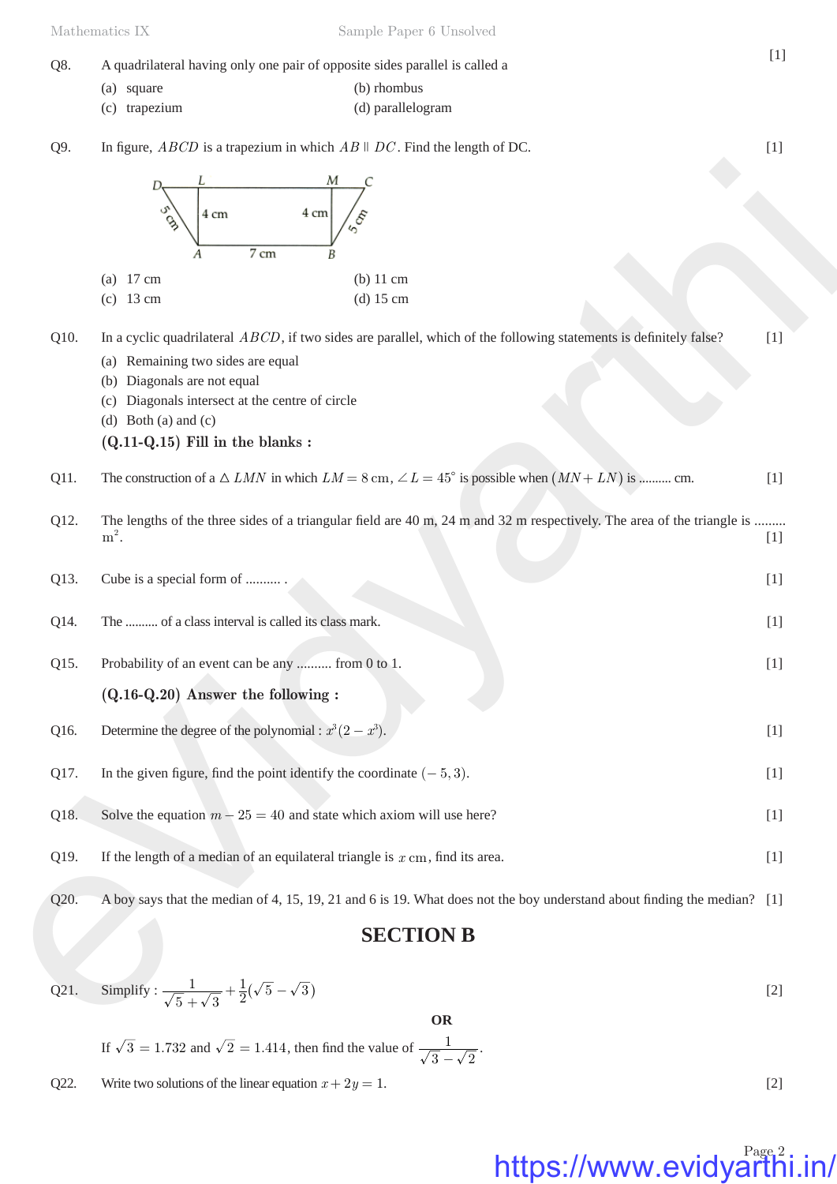Q8. A quadrilateral having only one pair of opposite sides parallel is called a [1]

(a) square (b) rhombus

(c) trapezium (d) parallelogram

Q9. In figure, $ABCD$ is a trapezium in which $AB \parallel DC$. Find the length of DC. [1]

D L M C

5 cm 4 cm 4 cm 5 cm

A 7 cm B

(a) 17 cm (b) 11 cm

(c) 13 cm (d) 15 cm

Q10. In a cyclic quadrilateral $ABCD$, if two sides are parallel, which of the following statements is definitely false? [1]

(a) Remaining two sides are equal

(b) Diagonals are not equal

(c) Diagonals intersect at the centre of circle

(d) Both (a) and (c)

**(Q.11-Q.15) Fill in the blanks :**

Q11. The construction of a $\triangle LMN$ in which $LM = 8$ cm, $\angle L = 45^\circ$ is possible when $(MN + LN)$ is .......... cm. [1]

Q12. The lengths of the three sides of a triangular field are 40 m, 24 m and 32 m respectively. The area of the triangle is ......... $\text{m}^2$. [1]

Q13. Cube is a special form of .......... . [1]

Q14. The .......... of a class interval is called its class mark. [1]

Q15. Probability of an event can be any .......... from 0 to 1. [1]

**(Q.16-Q.20) Answer the following :**

Q16. Determine the degree of the polynomial : $x^3(2 - x^3)$. [1]

Q17. In the given figure, find the point identify the coordinate $(-5, 3)$. [1]

Q18. Solve the equation $m - 25 = 40$ and state which axiom will use here? [1]

Q19. If the length of a median of an equilateral triangle is $x$ cm, find its area. [1]

Q20. A boy says that the median of 4, 15, 19, 21 and 6 is 19. What does not the boy understand about finding the median? [1]

## SECTION B

Q21. Simplify : $\dfrac{1}{\sqrt{5}+\sqrt{3}} + \dfrac{1}{2}(\sqrt{5}-\sqrt{3})$ [2]

**OR**

If $\sqrt{3} = 1.732$ and $\sqrt{2} = 1.414$, then find the value of $\dfrac{1}{\sqrt{3}-\sqrt{2}}$.

Q22. Write two solutions of the linear equation $x + 2y = 1$. [2]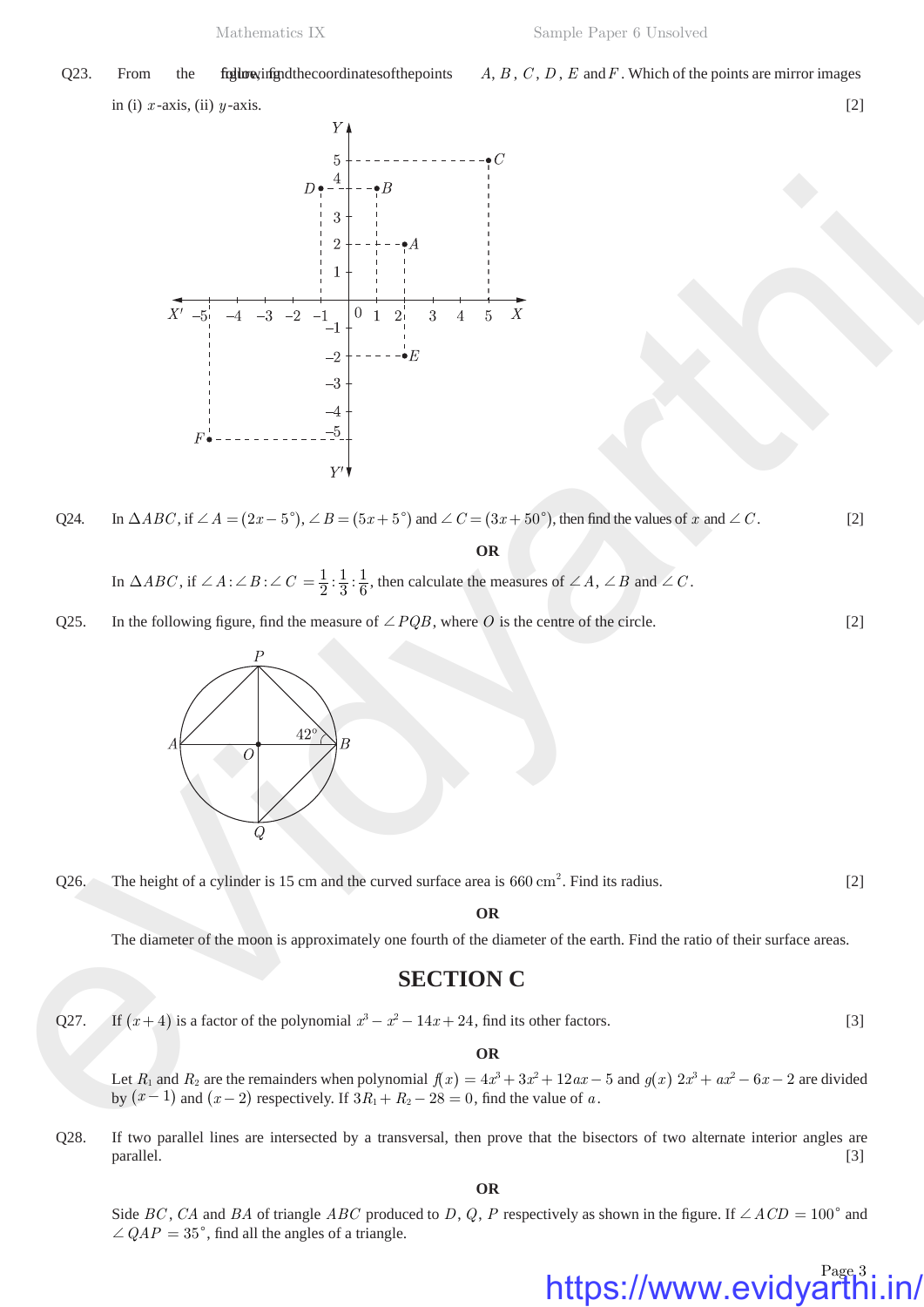Q23. From the following, find the coordinates of the points $A$, $B$, $C$, $D$, $E$ and $F$. Which of the points are mirror images in (i) $x$-axis, (ii) $y$-axis. [2]

Y
5 C
4 D B
3
2 A
1
$X'$ −5 −4 −3 −2 −1 0 1 2 3 4 5 X
−1
−2 E
−3
−4
−5 F
$Y'$

Q24. In $\Delta ABC$, if $\angle A = (2x - 5^\circ)$, $\angle B = (5x + 5^\circ)$ and $\angle C = (3x + 50^\circ)$, then find the values of $x$ and $\angle C$. [2]

**OR**

In $\Delta ABC$, if $\angle A : \angle B : \angle C = \frac{1}{2} : \frac{1}{3} : \frac{1}{6}$, then calculate the measures of $\angle A$, $\angle B$ and $\angle C$.

Q25. In the following figure, find the measure of $\angle PQB$, where $O$ is the centre of the circle. [2]

P
A O 42° B
Q

Q26. The height of a cylinder is 15 cm and the curved surface area is 660 $\text{cm}^2$. Find its radius. [2]

**OR**

The diameter of the moon is approximately one fourth of the diameter of the earth. Find the ratio of their surface areas.

## SECTION C

Q27. If $(x + 4)$ is a factor of the polynomial $x^3 - x^2 - 14x + 24$, find its other factors. [3]

**OR**

Let $R_1$ and $R_2$ are the remainders when polynomial $f(x) = 4x^3 + 3x^2 + 12ax - 5$ and $g(x)$ $2x^3 + ax^2 - 6x - 2$ are divided by $(x - 1)$ and $(x - 2)$ respectively. If $3R_1 + R_2 - 28 = 0$, find the value of $a$.

Q28. If two parallel lines are intersected by a transversal, then prove that the bisectors of two alternate interior angles are parallel. [3]

**OR**

Side $BC$, $CA$ and $BA$ of triangle $ABC$ produced to $D$, $Q$, $P$ respectively as shown in the figure. If $\angle ACD = 100^\circ$ and $\angle QAP = 35^\circ$, find all the angles of a triangle.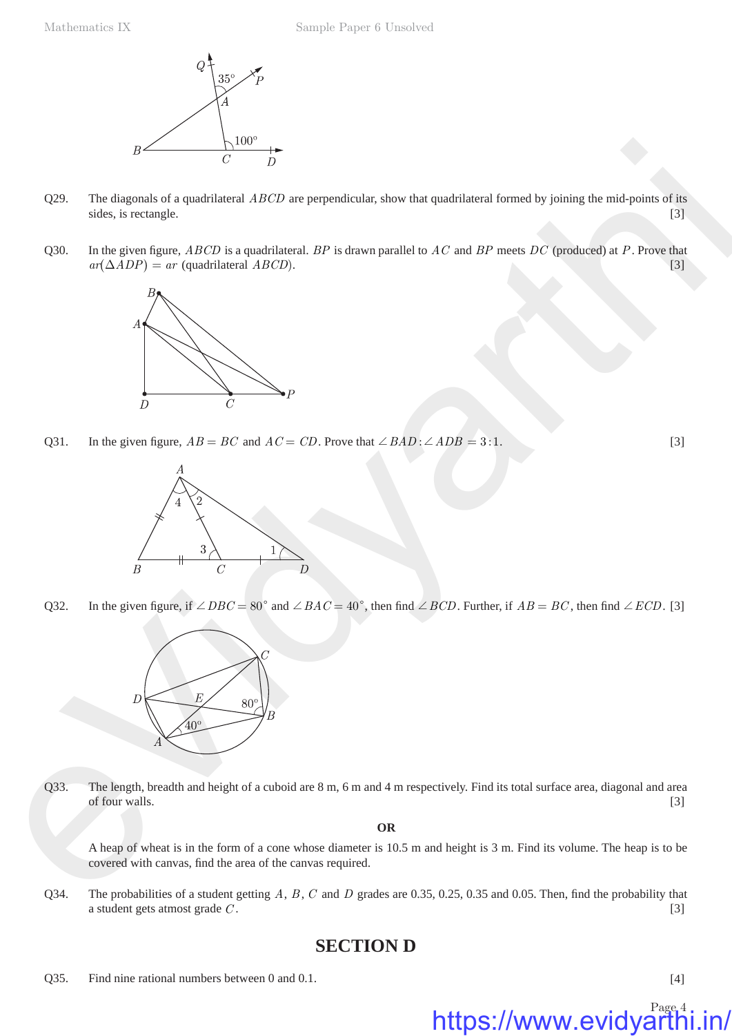Q
35°
P
A
B
100°
C
D

Q29. The diagonals of a quadrilateral $ABCD$ are perpendicular, show that quadrilateral formed by joining the mid-points of its sides, is rectangle. [3]

Q30. In the given figure, $ABCD$ is a quadrilateral. $BP$ is drawn parallel to $AC$ and $BP$ meets $DC$ (produced) at $P$. Prove that $ar(\Delta ADP) = ar$ (quadrilateral $ABCD$). [3]

B
A
D
C
P

Q31. In the given figure, $AB = BC$ and $AC = CD$. Prove that $\angle BAD : \angle ADB = 3 : 1$. [3]

A
4
2
3
1
B
C
D

Q32. In the given figure, if $\angle DBC = 80^\circ$ and $\angle BAC = 40^\circ$, then find $\angle BCD$. Further, if $AB = BC$, then find $\angle ECD$. [3]

C
D
E
80°
B
40°
A

Q33. The length, breadth and height of a cuboid are 8 m, 6 m and 4 m respectively. Find its total surface area, diagonal and area of four walls. [3]

**OR**

A heap of wheat is in the form of a cone whose diameter is 10.5 m and height is 3 m. Find its volume. The heap is to be covered with canvas, find the area of the canvas required.

Q34. The probabilities of a student getting $A$, $B$, $C$ and $D$ grades are 0.35, 0.25, 0.35 and 0.05. Then, find the probability that a student gets atmost grade $C$. [3]

## SECTION D

Q35. Find nine rational numbers between 0 and 0.1. [4]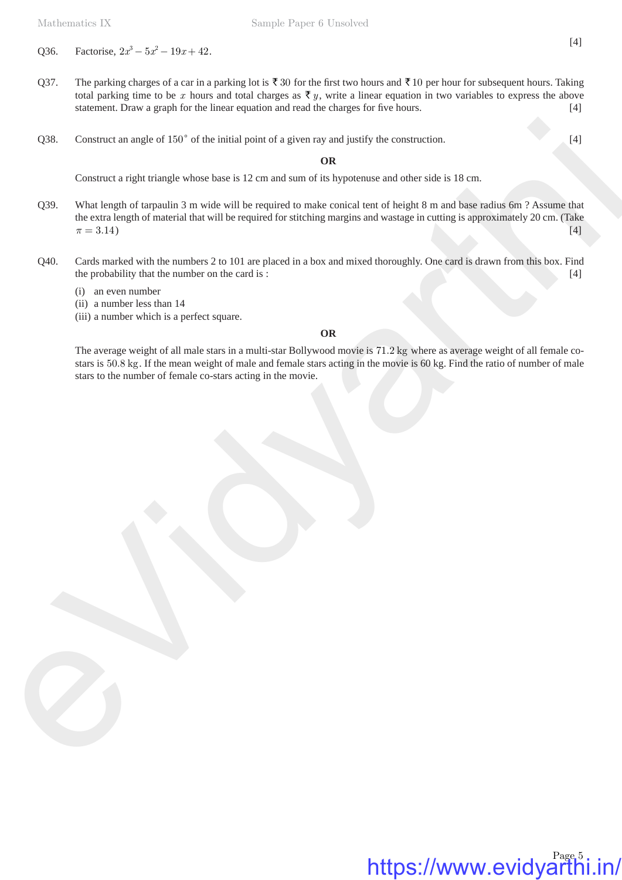Q36. Factorise, $2x^3 - 5x^2 - 19x + 42$. [4]

Q37. The parking charges of a car in a parking lot is ₹ 30 for the first two hours and ₹ 10 per hour for subsequent hours. Taking total parking time to be $x$ hours and total charges as ₹ $y$, write a linear equation in two variables to express the above statement. Draw a graph for the linear equation and read the charges for five hours. [4]

Q38. Construct an angle of $150^\circ$ of the initial point of a given ray and justify the construction. [4]

**OR**

Construct a right triangle whose base is 12 cm and sum of its hypotenuse and other side is 18 cm.

Q39. What length of tarpaulin 3 m wide will be required to make conical tent of height 8 m and base radius 6m ? Assume that the extra length of material that will be required for stitching margins and wastage in cutting is approximately 20 cm. (Take $\pi = 3.14$) [4]

Q40. Cards marked with the numbers 2 to 101 are placed in a box and mixed thoroughly. One card is drawn from this box. Find the probability that the number on the card is : [4]

(i) an even number
(ii) a number less than 14
(iii) a number which is a perfect square.

**OR**

The average weight of all male stars in a multi-star Bollywood movie is $71.2$ kg where as average weight of all female co-stars is $50.8$ kg. If the mean weight of male and female stars acting in the movie is 60 kg. Find the ratio of number of male stars to the number of female co-stars acting in the movie.